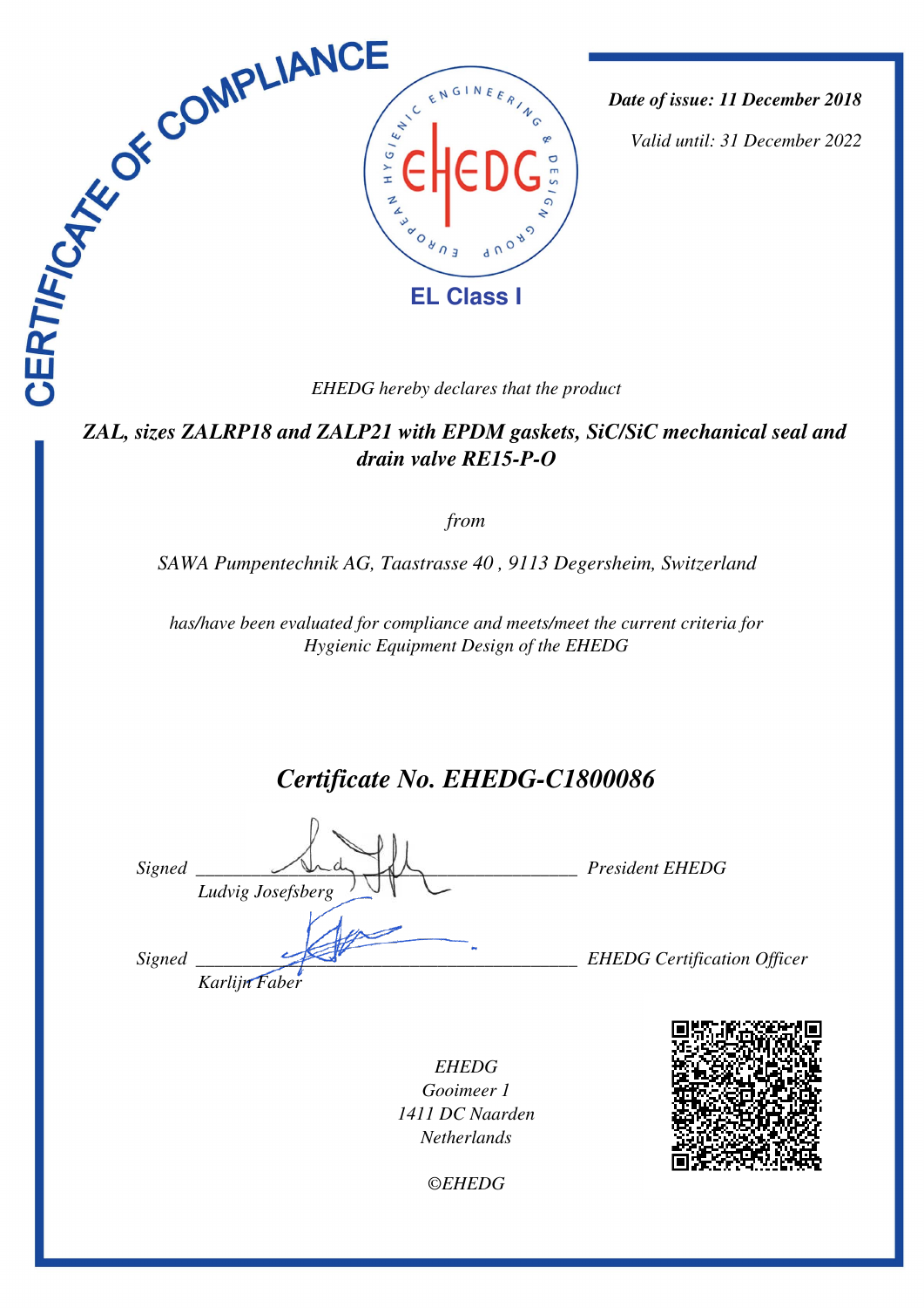# CERTIFICATE OF COMPLIANCE

EHEDG — European Hygienic Engineering & Design Group

**EL Class I**

*Date of issue: 11 December 2018*

*Valid until: 31 December 2022*

*EHEDG hereby declares that the product*

***ZAL, sizes ZALRP18 and ZALP21 with EPDM gaskets, SiC/SiC mechanical seal and drain valve RE15-P-O***

*from*

*SAWA Pumpentechnik AG, Taastrasse 40 , 9113 Degersheim, Switzerland*

*has/have been evaluated for compliance and meets/meet the current criteria for Hygienic Equipment Design of the EHEDG*

## *Certificate No. EHEDG-C1800086*

*Signed* ______________________________ *President EHEDG*
*Ludvig Josefsberg*

*Signed* ______________________________ *EHEDG Certification Officer*
*Karlijn Faber*

*EHEDG*
*Gooimeer 1*
*1411 DC Naarden*
*Netherlands*

*©EHEDG*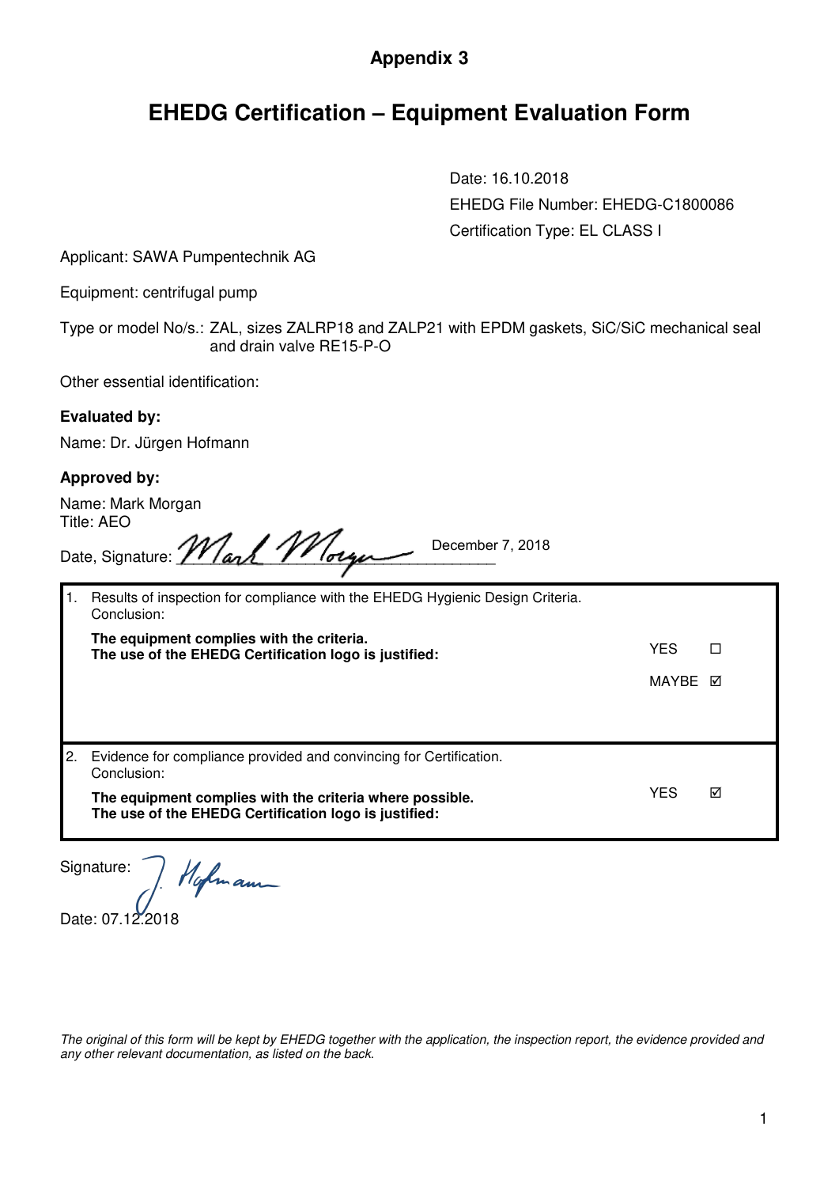## Appendix 3

# EHEDG Certification – Equipment Evaluation Form

Date: 16.10.2018

EHEDG File Number: EHEDG-C1800086

Certification Type: EL CLASS I

Applicant: SAWA Pumpentechnik AG

Equipment: centrifugal pump

Type or model No/s.: ZAL, sizes ZALRP18 and ZALP21 with EPDM gaskets, SiC/SiC mechanical seal and drain valve RE15-P-O

Other essential identification:

**Evaluated by:**

Name: Dr. Jürgen Hofmann

**Approved by:**

Name: Mark Morgan
Title: AEO

Date, Signature: December 7, 2018

| | | |
|---|---|---|
| 1. Results of inspection for compliance with the EHEDG Hygienic Design Criteria. Conclusion: **The equipment complies with the criteria. The use of the EHEDG Certification logo is justified:** | YES ☐ | MAYBE ☑ |
| 2. Evidence for compliance provided and convincing for Certification. Conclusion: **The equipment complies with the criteria where possible. The use of the EHEDG Certification logo is justified:** | YES ☑ | |

Signature:

Date: 07.12.2018

*The original of this form will be kept by EHEDG together with the application, the inspection report, the evidence provided and any other relevant documentation, as listed on the back.*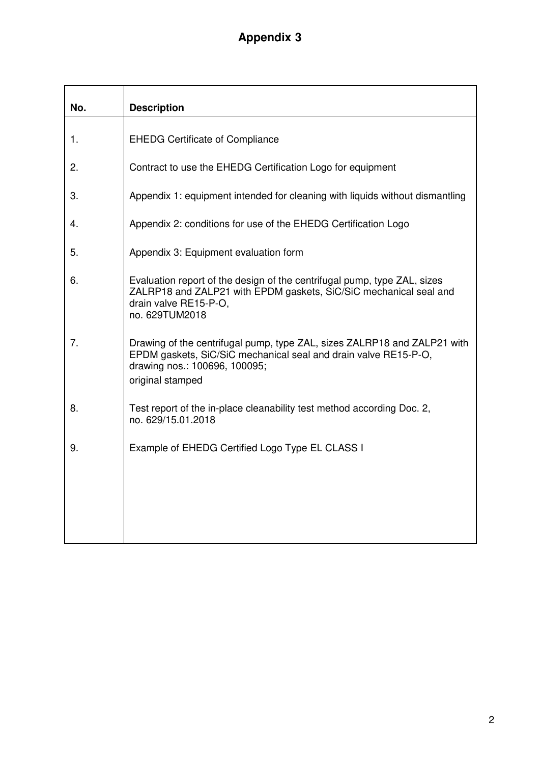# Appendix 3

| No. | Description |
| --- | --- |
| 1. | EHEDG Certificate of Compliance |
| 2. | Contract to use the EHEDG Certification Logo for equipment |
| 3. | Appendix 1: equipment intended for cleaning with liquids without dismantling |
| 4. | Appendix 2: conditions for use of the EHEDG Certification Logo |
| 5. | Appendix 3: Equipment evaluation form |
| 6. | Evaluation report of the design of the centrifugal pump, type ZAL, sizes ZALRP18 and ZALP21 with EPDM gaskets, SiC/SiC mechanical seal and drain valve RE15-P-O, no. 629TUM2018 |
| 7. | Drawing of the centrifugal pump, type ZAL, sizes ZALRP18 and ZALP21 with EPDM gaskets, SiC/SiC mechanical seal and drain valve RE15-P-O, drawing nos.: 100696, 100095; original stamped |
| 8. | Test report of the in-place cleanability test method according Doc. 2, no. 629/15.01.2018 |
| 9. | Example of EHEDG Certified Logo Type EL CLASS I |